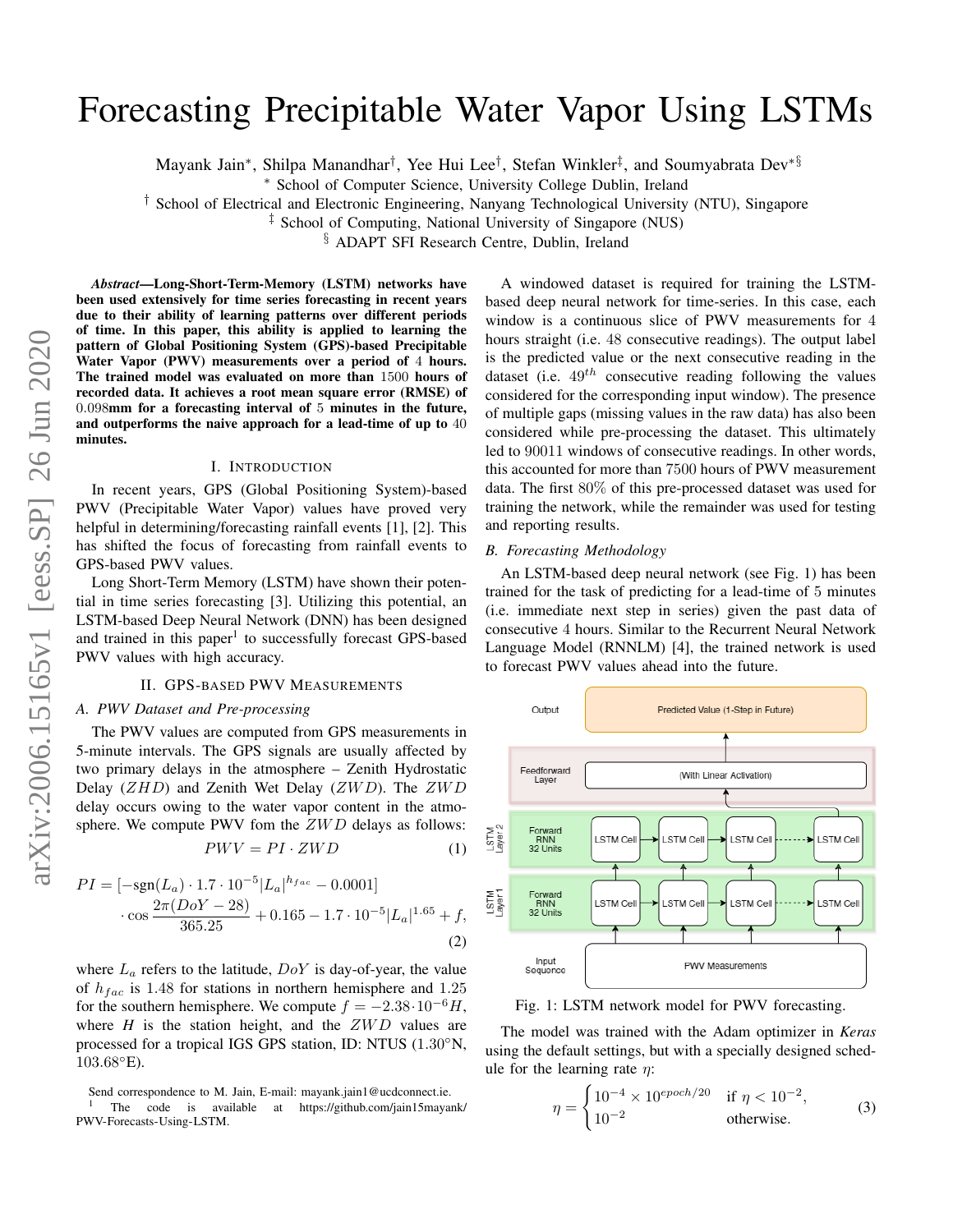# Forecasting Precipitable Water Vapor Using LSTMs

Mayank Jain*, Shilpa Manandhar†, Yee Hui Lee†, Stefan Winkler‡, and Soumyabrata Dev*§

* School of Computer Science, University College Dublin, Ireland

† School of Electrical and Electronic Engineering, Nanyang Technological University (NTU), Singapore

‡ School of Computing, National University of Singapore (NUS)

§ ADAPT SFI Research Centre, Dublin, Ireland

***Abstract*—Long-Short-Term-Memory (LSTM) networks have been used extensively for time series forecasting in recent years due to their ability of learning patterns over different periods of time. In this paper, this ability is applied to learning the pattern of Global Positioning System (GPS)-based Precipitable Water Vapor (PWV) measurements over a period of $4$ hours. The trained model was evaluated on more than $1500$ hours of recorded data. It achieves a root mean square error (RMSE) of $0.098$mm for a forecasting interval of $5$ minutes in the future, and outperforms the naive approach for a lead-time of up to $40$ minutes.**

## I. Introduction

In recent years, GPS (Global Positioning System)-based PWV (Precipitable Water Vapor) values have proved very helpful in determining/forecasting rainfall events [1], [2]. This has shifted the focus of forecasting from rainfall events to GPS-based PWV values.

Long Short-Term Memory (LSTM) have shown their potential in time series forecasting [3]. Utilizing this potential, an LSTM-based Deep Neural Network (DNN) has been designed and trained in this paper[1] to successfully forecast GPS-based PWV values with high accuracy.

## II. GPS-based PWV Measurements

### A. PWV Dataset and Pre-processing

The PWV values are computed from GPS measurements in 5-minute intervals. The GPS signals are usually affected by two primary delays in the atmosphere – Zenith Hydrostatic Delay ($ZHD$) and Zenith Wet Delay ($ZWD$). The $ZWD$ delay occurs owing to the water vapor content in the atmosphere. We compute PWV fom the $ZWD$ delays as follows:

$$PWV = PI \cdot ZWD \tag{1}$$

$$PI = [-\text{sgn}(L_a) \cdot 1.7 \cdot 10^{-5} |L_a|^{h_{fac}} - 0.0001] \cdot \cos \frac{2\pi(DoY - 28)}{365.25} + 0.165 - 1.7 \cdot 10^{-5} |L_a|^{1.65} + f, \tag{2}$$

where $L_a$ refers to the latitude, $DoY$ is day-of-year, the value of $h_{fac}$ is $1.48$ for stations in northern hemisphere and $1.25$ for the southern hemisphere. We compute $f = -2.38 \cdot 10^{-6} H$, where $H$ is the station height, and the $ZWD$ values are processed for a tropical IGS GPS station, ID: NTUS (1.30°N, 103.68°E).

A windowed dataset is required for training the LSTM-based deep neural network for time-series. In this case, each window is a continuous slice of PWV measurements for $4$ hours straight (i.e. $48$ consecutive readings). The output label is the predicted value or the next consecutive reading in the dataset (i.e. $49^{th}$ consecutive reading following the values considered for the corresponding input window). The presence of multiple gaps (missing values in the raw data) has also been considered while pre-processing the dataset. This ultimately led to $90011$ windows of consecutive readings. In other words, this accounted for more than $7500$ hours of PWV measurement data. The first $80\%$ of this pre-processed dataset was used for training the network, while the remainder was used for testing and reporting results.

### B. Forecasting Methodology

An LSTM-based deep neural network (see Fig. 1) has been trained for the task of predicting for a lead-time of $5$ minutes (i.e. immediate next step in series) given the past data of consecutive $4$ hours. Similar to the Recurrent Neural Network Language Model (RNNLM) [4], the trained network is used to forecast PWV values ahead into the future.

Fig. 1: LSTM network model for PWV forecasting.

The model was trained with the Adam optimizer in *Keras* using the default settings, but with a specially designed schedule for the learning rate $\eta$:

$$\eta = \begin{cases} 10^{-4} \times 10^{epoch/20} & \text{if } \eta < 10^{-2}, \\ 10^{-2} & \text{otherwise.} \end{cases} \tag{3}$$

Send correspondence to M. Jain, E-mail: mayank.jain1@ucdconnect.ie.

[1] The code is available at https://github.com/jain15mayank/PWV-Forecasts-Using-LSTM.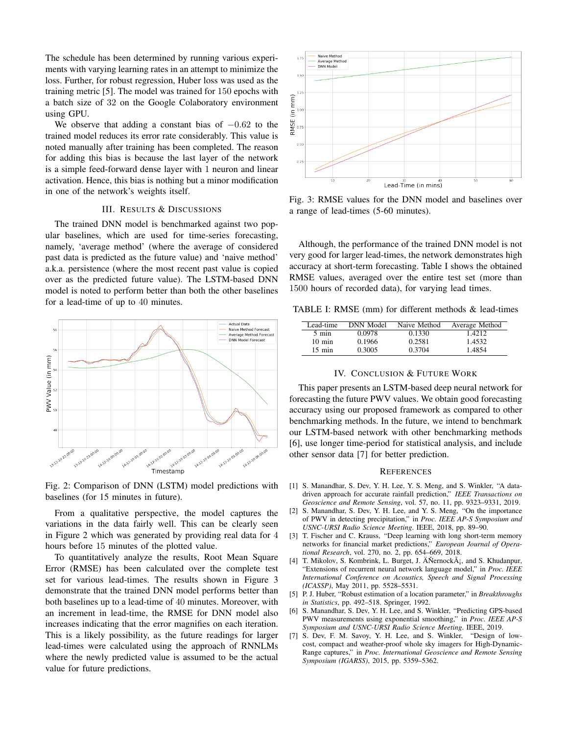The schedule has been determined by running various experiments with varying learning rates in an attempt to minimize the loss. Further, for robust regression, Huber loss was used as the training metric [5]. The model was trained for 150 epochs with a batch size of 32 on the Google Colaboratory environment using GPU.

We observe that adding a constant bias of $-0.62$ to the trained model reduces its error rate considerably. This value is noted manually after training has been completed. The reason for adding this bias is because the last layer of the network is a simple feed-forward dense layer with 1 neuron and linear activation. Hence, this bias is nothing but a minor modification in one of the network's weights itself.

## III. Results & Discussions

The trained DNN model is benchmarked against two popular baselines, which are used for time-series forecasting, namely, 'average method' (where the average of considered past data is predicted as the future value) and 'naive method' a.k.a. persistence (where the most recent past value is copied over as the predicted future value). The LSTM-based DNN model is noted to perform better than both the other baselines for a lead-time of up to 40 minutes.

Actual Data
Naive Method Forecast
Average Method Forecast
DNN Model Forecast
PWV Value (in mm)
Timestamp

Fig. 2: Comparison of DNN (LSTM) model predictions with baselines (for 15 minutes in future).

From a qualitative perspective, the model captures the variations in the data fairly well. This can be clearly seen in Figure 2 which was generated by providing real data for 4 hours before 15 minutes of the plotted value.

To quantitatively analyze the results, Root Mean Square Error (RMSE) has been calculated over the complete test set for various lead-times. The results shown in Figure 3 demonstrate that the trained DNN model performs better than both baselines up to a lead-time of 40 minutes. Moreover, with an increment in lead-time, the RMSE for DNN model also increases indicating that the error magnifies on each iteration. This is a likely possibility, as the future readings for larger lead-times were calculated using the approach of RNNLMs where the newly predicted value is assumed to be the actual value for future predictions.

Naive Method
Average Method
DNN Model
RMSE (in mm)
Lead-Time (in mins)

Fig. 3: RMSE values for the DNN model and baselines over a range of lead-times (5-60 minutes).

Although, the performance of the trained DNN model is not very good for larger lead-times, the network demonstrates high accuracy at short-term forecasting. Table I shows the obtained RMSE values, averaged over the entire test set (more than 1500 hours of recorded data), for varying lead times.

TABLE I: RMSE (mm) for different methods & lead-times

| Lead-time | DNN Model | Naive Method | Average Method |
|---|---|---|---|
| 5 min | 0.0978 | 0.1330 | 1.4212 |
| 10 min | 0.1966 | 0.2581 | 1.4532 |
| 15 min | 0.3005 | 0.3704 | 1.4854 |

## IV. Conclusion & Future Work

This paper presents an LSTM-based deep neural network for forecasting the future PWV values. We obtain good forecasting accuracy using our proposed framework as compared to other benchmarking methods. In the future, we intend to benchmark our LSTM-based network with other benchmarking methods [6], use longer time-period for statistical analysis, and include other sensor data [7] for better prediction.

## References

[1] S. Manandhar, S. Dev, Y. H. Lee, Y. S. Meng, and S. Winkler, "A data-driven approach for accurate rainfall prediction," *IEEE Transactions on Geoscience and Remote Sensing*, vol. 57, no. 11, pp. 9323–9331, 2019.

[2] S. Manandhar, S. Dev, Y. H. Lee, and Y. S. Meng, "On the importance of PWV in detecting precipitation," in *Proc. IEEE AP-S Symposium and USNC-URSI Radio Science Meeting*. IEEE, 2018, pp. 89–90.

[3] T. Fischer and C. Krauss, "Deep learning with long short-term memory networks for financial market predictions," *European Journal of Operational Research*, vol. 270, no. 2, pp. 654–669, 2018.

[4] T. Mikolov, S. Kombrink, L. Burget, J. ÄŇernockÃ¡, and S. Khudanpur, "Extensions of recurrent neural network language model," in *Proc. IEEE International Conference on Acoustics, Speech and Signal Processing (ICASSP)*, May 2011, pp. 5528–5531.

[5] P. J. Huber, "Robust estimation of a location parameter," in *Breakthroughs in Statistics*, pp. 492–518. Springer, 1992.

[6] S. Manandhar, S. Dev, Y. H. Lee, and S. Winkler, "Predicting GPS-based PWV measurements using exponential smoothing," in *Proc. IEEE AP-S Symposium and USNC-URSI Radio Science Meeting*. IEEE, 2019.

[7] S. Dev, F. M. Savoy, Y. H. Lee, and S. Winkler, "Design of low-cost, compact and weather-proof whole sky imagers for High-Dynamic-Range captures," in *Proc. International Geoscience and Remote Sensing Symposium (IGARSS)*, 2015, pp. 5359–5362.